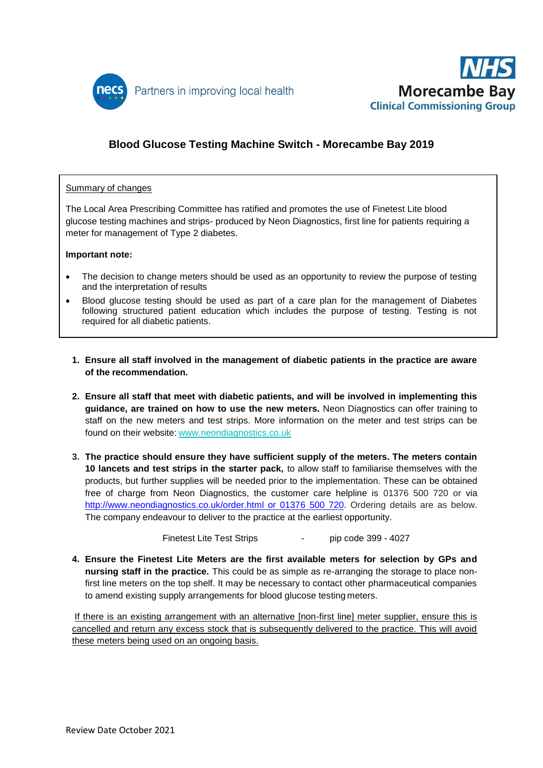necs Partners in improving local health

NHS Morecambe Bay Clinical Commissioning Group

# Blood Glucose Testing Machine Switch - Morecambe Bay 2019

Summary of changes

The Local Area Prescribing Committee has ratified and promotes the use of Finetest Lite blood glucose testing machines and strips- produced by Neon Diagnostics, first line for patients requiring a meter for management of Type 2 diabetes.

**Important note:**

- The decision to change meters should be used as an opportunity to review the purpose of testing and the interpretation of results
- Blood glucose testing should be used as part of a care plan for the management of Diabetes following structured patient education which includes the purpose of testing. Testing is not required for all diabetic patients.

1. **Ensure all staff involved in the management of diabetic patients in the practice are aware of the recommendation.**

2. **Ensure all staff that meet with diabetic patients, and will be involved in implementing this guidance, are trained on how to use the new meters.** Neon Diagnostics can offer training to staff on the new meters and test strips. More information on the meter and test strips can be found on their website: www.neondiagnostics.co.uk

3. **The practice should ensure they have sufficient supply of the meters. The meters contain 10 lancets and test strips in the starter pack,** to allow staff to familiarise themselves with the products, but further supplies will be needed prior to the implementation. These can be obtained free of charge from Neon Diagnostics, the customer care helpline is 01376 500 720 or via http://www.neondiagnostics.co.uk/order.html or 01376 500 720. Ordering details are as below. The company endeavour to deliver to the practice at the earliest opportunity.

   Finetest Lite Test Strips - pip code 399 - 4027

4. **Ensure the Finetest Lite Meters are the first available meters for selection by GPs and nursing staff in the practice.** This could be as simple as re-arranging the storage to place non-first line meters on the top shelf. It may be necessary to contact other pharmaceutical companies to amend existing supply arrangements for blood glucose testing meters.

If there is an existing arrangement with an alternative [non-first line] meter supplier, ensure this is cancelled and return any excess stock that is subsequently delivered to the practice. This will avoid these meters being used on an ongoing basis.

Review Date October 2021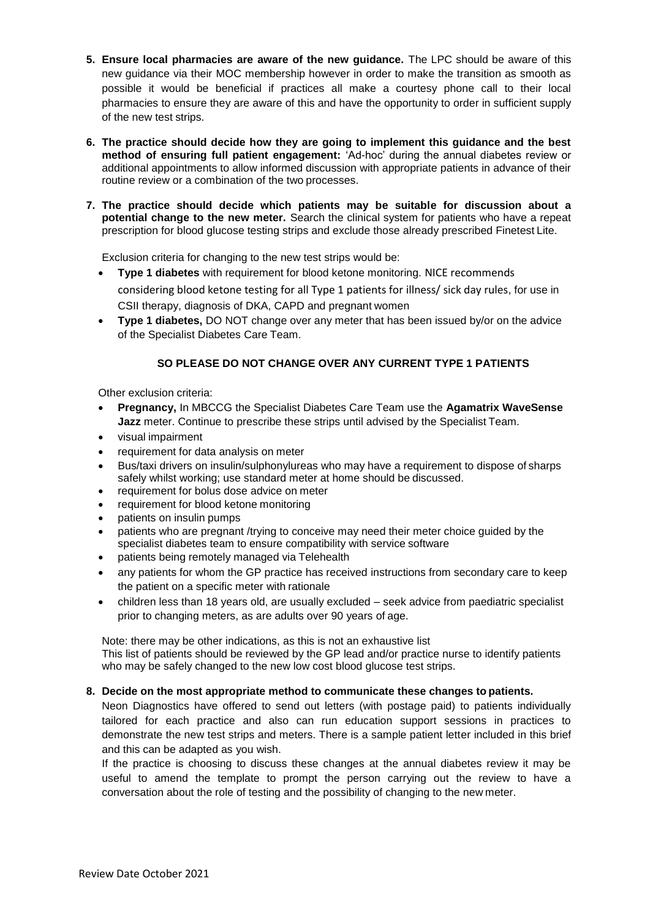5. **Ensure local pharmacies are aware of the new guidance.** The LPC should be aware of this new guidance via their MOC membership however in order to make the transition as smooth as possible it would be beneficial if practices all make a courtesy phone call to their local pharmacies to ensure they are aware of this and have the opportunity to order in sufficient supply of the new test strips.

6. **The practice should decide how they are going to implement this guidance and the best method of ensuring full patient engagement:** 'Ad-hoc' during the annual diabetes review or additional appointments to allow informed discussion with appropriate patients in advance of their routine review or a combination of the two processes.

7. **The practice should decide which patients may be suitable for discussion about a potential change to the new meter.** Search the clinical system for patients who have a repeat prescription for blood glucose testing strips and exclude those already prescribed Finetest Lite.

   Exclusion criteria for changing to the new test strips would be:

   - **Type 1 diabetes** with requirement for blood ketone monitoring. NICE recommends considering blood ketone testing for all Type 1 patients for illness/ sick day rules, for use in CSII therapy, diagnosis of DKA, CAPD and pregnant women
   - **Type 1 diabetes,** DO NOT change over any meter that has been issued by/or on the advice of the Specialist Diabetes Care Team.

   **SO PLEASE DO NOT CHANGE OVER ANY CURRENT TYPE 1 PATIENTS**

   Other exclusion criteria:

   - **Pregnancy,** In MBCCG the Specialist Diabetes Care Team use the **Agamatrix WaveSense Jazz** meter. Continue to prescribe these strips until advised by the Specialist Team.
   - visual impairment
   - requirement for data analysis on meter
   - Bus/taxi drivers on insulin/sulphonylureas who may have a requirement to dispose of sharps safely whilst working; use standard meter at home should be discussed.
   - requirement for bolus dose advice on meter
   - requirement for blood ketone monitoring
   - patients on insulin pumps
   - patients who are pregnant /trying to conceive may need their meter choice guided by the specialist diabetes team to ensure compatibility with service software
   - patients being remotely managed via Telehealth
   - any patients for whom the GP practice has received instructions from secondary care to keep the patient on a specific meter with rationale
   - children less than 18 years old, are usually excluded – seek advice from paediatric specialist prior to changing meters, as are adults over 90 years of age.

   Note: there may be other indications, as this is not an exhaustive list
   This list of patients should be reviewed by the GP lead and/or practice nurse to identify patients who may be safely changed to the new low cost blood glucose test strips.

8. **Decide on the most appropriate method to communicate these changes to patients.**
   Neon Diagnostics have offered to send out letters (with postage paid) to patients individually tailored for each practice and also can run education support sessions in practices to demonstrate the new test strips and meters. There is a sample patient letter included in this brief and this can be adapted as you wish.
   If the practice is choosing to discuss these changes at the annual diabetes review it may be useful to amend the template to prompt the person carrying out the review to have a conversation about the role of testing and the possibility of changing to the new meter.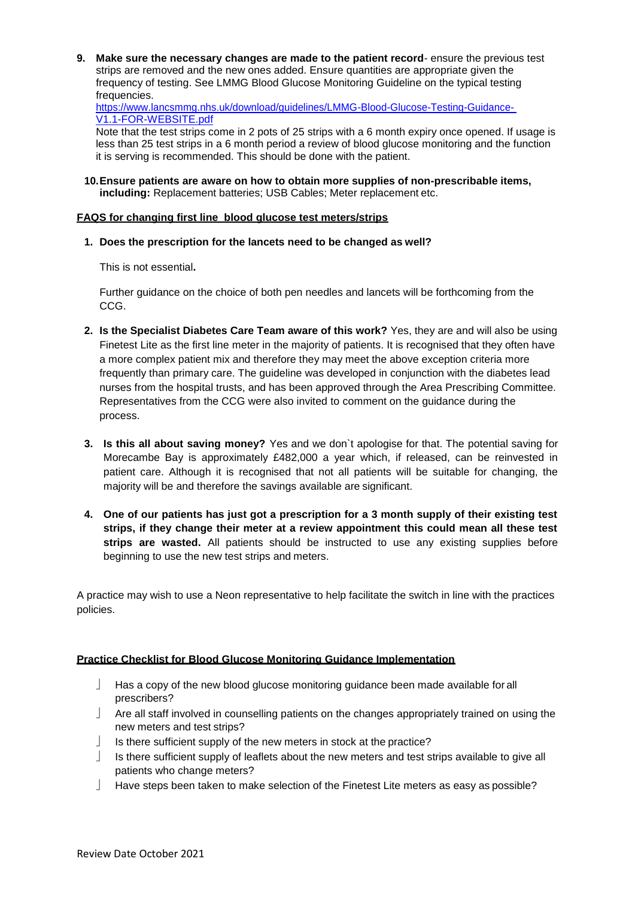9. **Make sure the necessary changes are made to the patient record**- ensure the previous test strips are removed and the new ones added. Ensure quantities are appropriate given the frequency of testing. See LMMG Blood Glucose Monitoring Guideline on the typical testing frequencies.
   [https://www.lancsmmg.nhs.uk/download/guidelines/LMMG-Blood-Glucose-Testing-Guidance-V1.1-FOR-WEBSITE.pdf](https://www.lancsmmg.nhs.uk/download/guidelines/LMMG-Blood-Glucose-Testing-Guidance-V1.1-FOR-WEBSITE.pdf)
   Note that the test strips come in 2 pots of 25 strips with a 6 month expiry once opened. If usage is less than 25 test strips in a 6 month period a review of blood glucose monitoring and the function it is serving is recommended. This should be done with the patient.

10. **Ensure patients are aware on how to obtain more supplies of non-prescribable items, including:** Replacement batteries; USB Cables; Meter replacement etc.

**FAQS for changing first line blood glucose test meters/strips**

1. **Does the prescription for the lancets need to be changed as well?**

   This is not essential**.**

   Further guidance on the choice of both pen needles and lancets will be forthcoming from the CCG.

2. **Is the Specialist Diabetes Care Team aware of this work?** Yes, they are and will also be using Finetest Lite as the first line meter in the majority of patients. It is recognised that they often have a more complex patient mix and therefore they may meet the above exception criteria more frequently than primary care. The guideline was developed in conjunction with the diabetes lead nurses from the hospital trusts, and has been approved through the Area Prescribing Committee. Representatives from the CCG were also invited to comment on the guidance during the process.

3. **Is this all about saving money?** Yes and we don`t apologise for that. The potential saving for Morecambe Bay is approximately £482,000 a year which, if released, can be reinvested in patient care. Although it is recognised that not all patients will be suitable for changing, the majority will be and therefore the savings available are significant.

4. **One of our patients has just got a prescription for a 3 month supply of their existing test strips, if they change their meter at a review appointment this could mean all these test strips are wasted.** All patients should be instructed to use any existing supplies before beginning to use the new test strips and meters.

A practice may wish to use a Neon representative to help facilitate the switch in line with the practices policies.

**Practice Checklist for Blood Glucose Monitoring Guidance Implementation**

- ☐ Has a copy of the new blood glucose monitoring guidance been made available for all prescribers?
- ☐ Are all staff involved in counselling patients on the changes appropriately trained on using the new meters and test strips?
- ☐ Is there sufficient supply of the new meters in stock at the practice?
- ☐ Is there sufficient supply of leaflets about the new meters and test strips available to give all patients who change meters?
- ☐ Have steps been taken to make selection of the Finetest Lite meters as easy as possible?

Review Date October 2021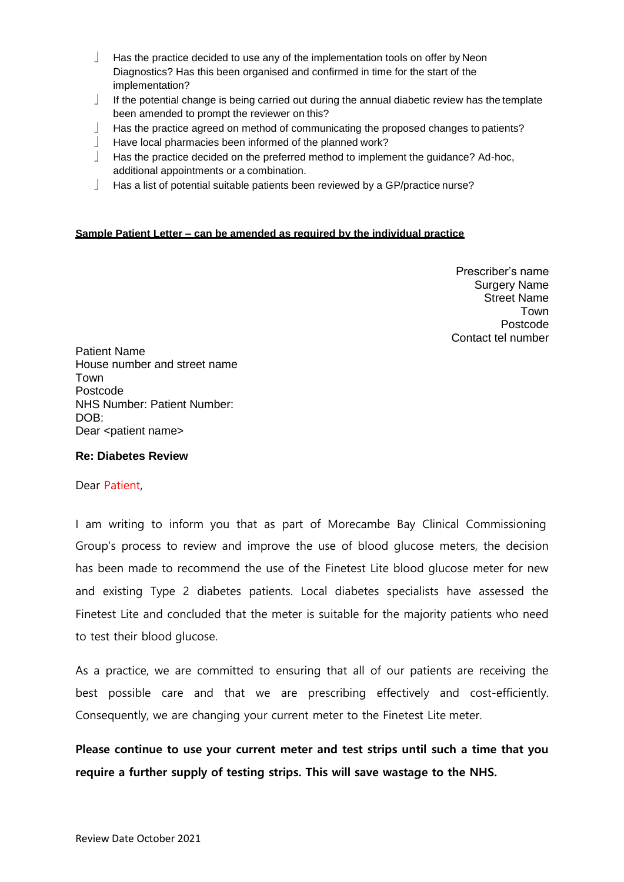- Has the practice decided to use any of the implementation tools on offer by Neon Diagnostics? Has this been organised and confirmed in time for the start of the implementation?
- If the potential change is being carried out during the annual diabetic review has the template been amended to prompt the reviewer on this?
- Has the practice agreed on method of communicating the proposed changes to patients?
- Have local pharmacies been informed of the planned work?
- Has the practice decided on the preferred method to implement the guidance? Ad-hoc, additional appointments or a combination.
- Has a list of potential suitable patients been reviewed by a GP/practice nurse?

**Sample Patient Letter – can be amended as required by the individual practice**

Prescriber's name
Surgery Name
Street Name
Town
Postcode
Contact tel number

Patient Name
House number and street name
Town
Postcode
NHS Number: Patient Number:
DOB:
Dear <patient name>

**Re: Diabetes Review**

Dear Patient,

I am writing to inform you that as part of Morecambe Bay Clinical Commissioning Group's process to review and improve the use of blood glucose meters, the decision has been made to recommend the use of the Finetest Lite blood glucose meter for new and existing Type 2 diabetes patients. Local diabetes specialists have assessed the Finetest Lite and concluded that the meter is suitable for the majority patients who need to test their blood glucose.

As a practice, we are committed to ensuring that all of our patients are receiving the best possible care and that we are prescribing effectively and cost-efficiently. Consequently, we are changing your current meter to the Finetest Lite meter.

**Please continue to use your current meter and test strips until such a time that you require a further supply of testing strips. This will save wastage to the NHS.**

Review Date October 2021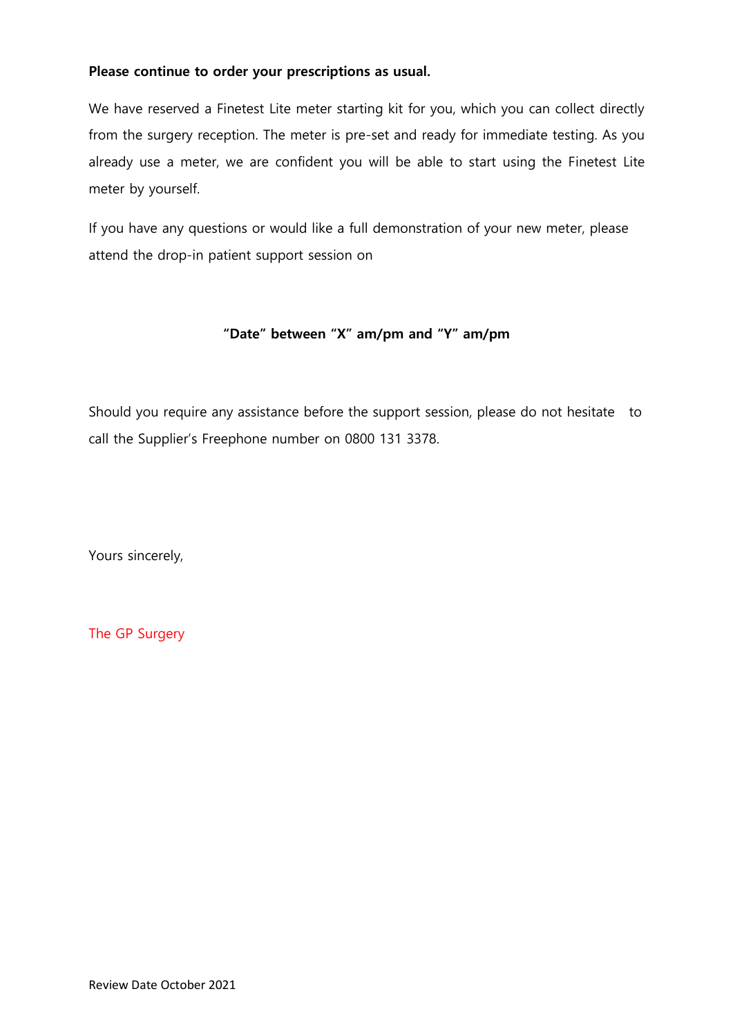**Please continue to order your prescriptions as usual.**

We have reserved a Finetest Lite meter starting kit for you, which you can collect directly from the surgery reception. The meter is pre-set and ready for immediate testing. As you already use a meter, we are confident you will be able to start using the Finetest Lite meter by yourself.

If you have any questions or would like a full demonstration of your new meter, please attend the drop-in patient support session on

**"Date" between "X" am/pm and "Y" am/pm**

Should you require any assistance before the support session, please do not hesitate to call the Supplier's Freephone number on 0800 131 3378.

Yours sincerely,

The GP Surgery

Review Date October 2021